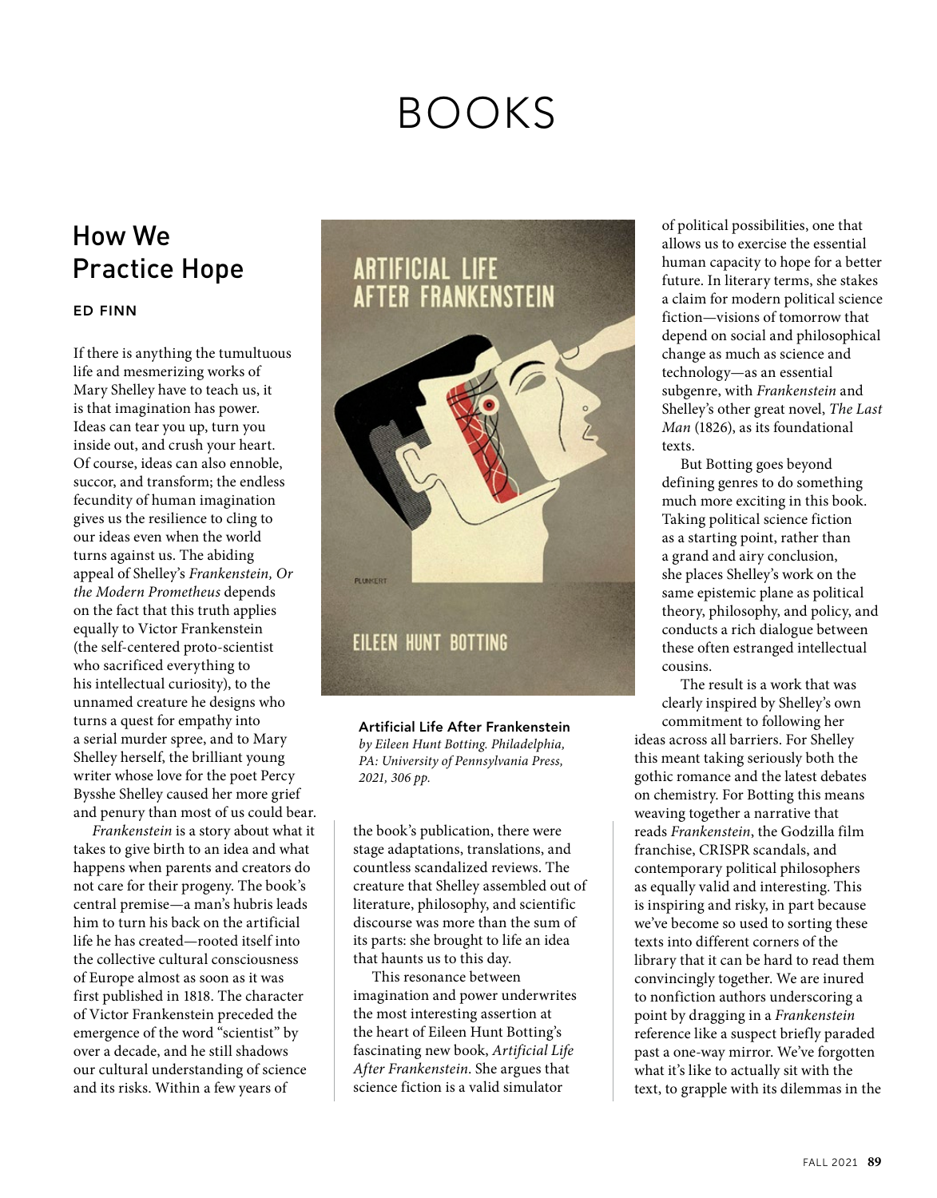# BOOKS

## How We Practice Hope

**ED FINN**

If there is anything the tumultuous life and mesmerizing works of Mary Shelley have to teach us, it is that imagination has power. Ideas can tear you up, turn you inside out, and crush your heart. Of course, ideas can also ennoble, succor, and transform; the endless fecundity of human imagination gives us the resilience to cling to our ideas even when the world turns against us. The abiding appeal of Shelley's *Frankenstein, Or the Modern Prometheus* depends on the fact that this truth applies equally to Victor Frankenstein (the self-centered proto-scientist who sacrificed everything to his intellectual curiosity), to the unnamed creature he designs who turns a quest for empathy into a serial murder spree, and to Mary Shelley herself, the brilliant young writer whose love for the poet Percy Bysshe Shelley caused her more grief and penury than most of us could bear.

*Frankenstein* is a story about what it takes to give birth to an idea and what happens when parents and creators do not care for their progeny. The book's central premise—a man's hubris leads him to turn his back on the artificial life he has created—rooted itself into the collective cultural consciousness of Europe almost as soon as it was first published in 1818. The character of Victor Frankenstein preceded the emergence of the word "scientist" by over a decade, and he still shadows our cultural understanding of science and its risks. Within a few years of the book's publication, there were stage adaptations, translations, and countless scandalized reviews. The creature that Shelley assembled out of literature, philosophy, and scientific discourse was more than the sum of its parts: she brought to life an idea that haunts us to this day.

**Artificial Life After Frankenstein**
*by Eileen Hunt Botting. Philadelphia, PA: University of Pennsylvania Press, 2021, 306 pp.*

This resonance between imagination and power underwrites the most interesting assertion at the heart of Eileen Hunt Botting's fascinating new book, *Artificial Life After Frankenstein*. She argues that science fiction is a valid simulator of political possibilities, one that allows us to exercise the essential human capacity to hope for a better future. In literary terms, she stakes a claim for modern political science fiction—visions of tomorrow that depend on social and philosophical change as much as science and technology—as an essential subgenre, with *Frankenstein* and Shelley's other great novel, *The Last Man* (1826), as its foundational texts.

But Botting goes beyond defining genres to do something much more exciting in this book. Taking political science fiction as a starting point, rather than a grand and airy conclusion, she places Shelley's work on the same epistemic plane as political theory, philosophy, and policy, and conducts a rich dialogue between these often estranged intellectual cousins.

The result is a work that was clearly inspired by Shelley's own commitment to following her ideas across all barriers. For Shelley this meant taking seriously both the gothic romance and the latest debates on chemistry. For Botting this means weaving together a narrative that reads *Frankenstein*, the Godzilla film franchise, CRISPR scandals, and contemporary political philosophers as equally valid and interesting. This is inspiring and risky, in part because we've become so used to sorting these texts into different corners of the library that it can be hard to read them convincingly together. We are inured to nonfiction authors underscoring a point by dragging in a *Frankenstein* reference like a suspect briefly paraded past a one-way mirror. We've forgotten what it's like to actually sit with the text, to grapple with its dilemmas in the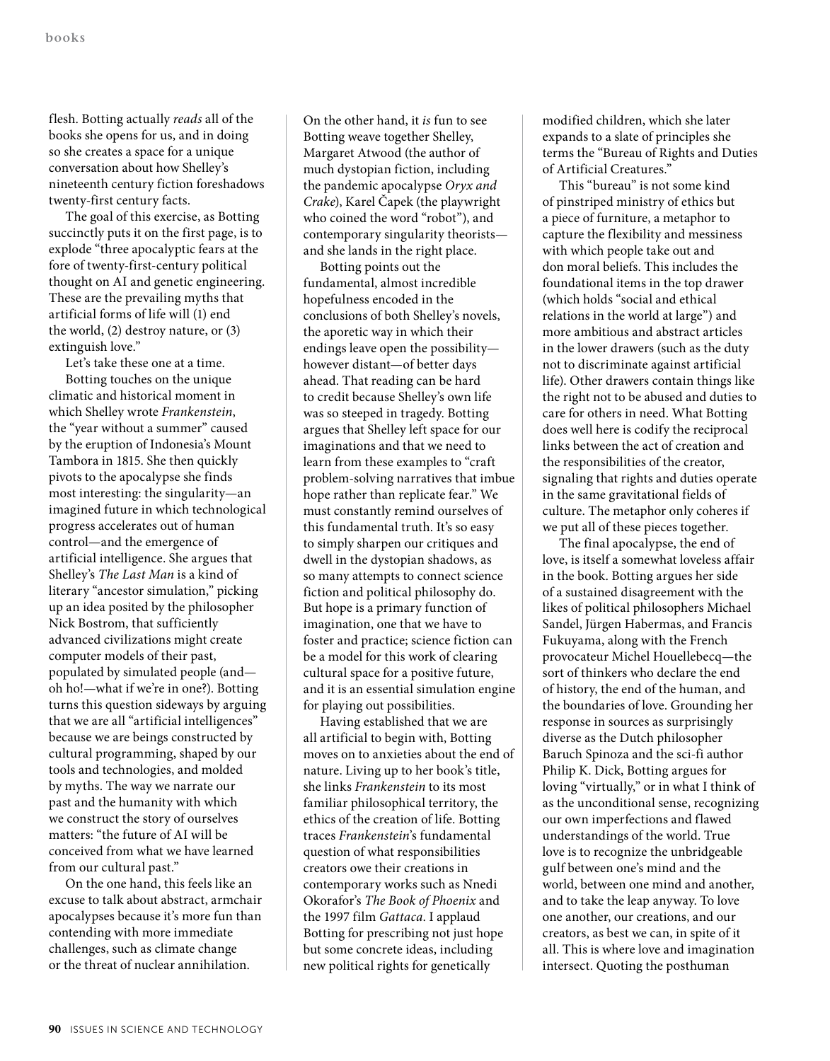flesh. Botting actually *reads* all of the books she opens for us, and in doing so she creates a space for a unique conversation about how Shelley's nineteenth century fiction foreshadows twenty-first century facts.

The goal of this exercise, as Botting succinctly puts it on the first page, is to explode "three apocalyptic fears at the fore of twenty-first-century political thought on AI and genetic engineering. These are the prevailing myths that artificial forms of life will (1) end the world, (2) destroy nature, or (3) extinguish love."

Let's take these one at a time.

Botting touches on the unique climatic and historical moment in which Shelley wrote *Frankenstein*, the "year without a summer" caused by the eruption of Indonesia's Mount Tambora in 1815. She then quickly pivots to the apocalypse she finds most interesting: the singularity—an imagined future in which technological progress accelerates out of human control—and the emergence of artificial intelligence. She argues that Shelley's *The Last Man* is a kind of literary "ancestor simulation," picking up an idea posited by the philosopher Nick Bostrom, that sufficiently advanced civilizations might create computer models of their past, populated by simulated people (and—oh ho!—what if we're in one?). Botting turns this question sideways by arguing that we are all "artificial intelligences" because we are beings constructed by cultural programming, shaped by our tools and technologies, and molded by myths. The way we narrate our past and the humanity with which we construct the story of ourselves matters: "the future of AI will be conceived from what we have learned from our cultural past."

On the one hand, this feels like an excuse to talk about abstract, armchair apocalypses because it's more fun than contending with more immediate challenges, such as climate change or the threat of nuclear annihilation. On the other hand, it *is* fun to see Botting weave together Shelley, Margaret Atwood (the author of much dystopian fiction, including the pandemic apocalypse *Oryx and Crake*), Karel Čapek (the playwright who coined the word "robot"), and contemporary singularity theorists—and she lands in the right place.

Botting points out the fundamental, almost incredible hopefulness encoded in the conclusions of both Shelley's novels, the aporetic way in which their endings leave open the possibility—however distant—of better days ahead. That reading can be hard to credit because Shelley's own life was so steeped in tragedy. Botting argues that Shelley left space for our imaginations and that we need to learn from these examples to "craft problem-solving narratives that imbue hope rather than replicate fear." We must constantly remind ourselves of this fundamental truth. It's so easy to simply sharpen our critiques and dwell in the dystopian shadows, as so many attempts to connect science fiction and political philosophy do. But hope is a primary function of imagination, one that we have to foster and practice; science fiction can be a model for this work of clearing cultural space for a positive future, and it is an essential simulation engine for playing out possibilities.

Having established that we are all artificial to begin with, Botting moves on to anxieties about the end of nature. Living up to her book's title, she links *Frankenstein* to its most familiar philosophical territory, the ethics of the creation of life. Botting traces *Frankenstein*'s fundamental question of what responsibilities creators owe their creations in contemporary works such as Nnedi Okorafor's *The Book of Phoenix* and the 1997 film *Gattaca*. I applaud Botting for prescribing not just hope but some concrete ideas, including new political rights for genetically modified children, which she later expands to a slate of principles she terms the "Bureau of Rights and Duties of Artificial Creatures."

This "bureau" is not some kind of pinstriped ministry of ethics but a piece of furniture, a metaphor to capture the flexibility and messiness with which people take out and don moral beliefs. This includes the foundational items in the top drawer (which holds "social and ethical relations in the world at large") and more ambitious and abstract articles in the lower drawers (such as the duty not to discriminate against artificial life). Other drawers contain things like the right not to be abused and duties to care for others in need. What Botting does well here is codify the reciprocal links between the act of creation and the responsibilities of the creator, signaling that rights and duties operate in the same gravitational fields of culture. The metaphor only coheres if we put all of these pieces together.

The final apocalypse, the end of love, is itself a somewhat loveless affair in the book. Botting argues her side of a sustained disagreement with the likes of political philosophers Michael Sandel, Jürgen Habermas, and Francis Fukuyama, along with the French provocateur Michel Houellebecq—the sort of thinkers who declare the end of history, the end of the human, and the boundaries of love. Grounding her response in sources as surprisingly diverse as the Dutch philosopher Baruch Spinoza and the sci-fi author Philip K. Dick, Botting argues for loving "virtually," or in what I think of as the unconditional sense, recognizing our own imperfections and flawed understandings of the world. True love is to recognize the unbridgeable gulf between one's mind and the world, between one mind and another, and to take the leap anyway. To love one another, our creations, and our creators, as best we can, in spite of it all. This is where love and imagination intersect. Quoting the posthuman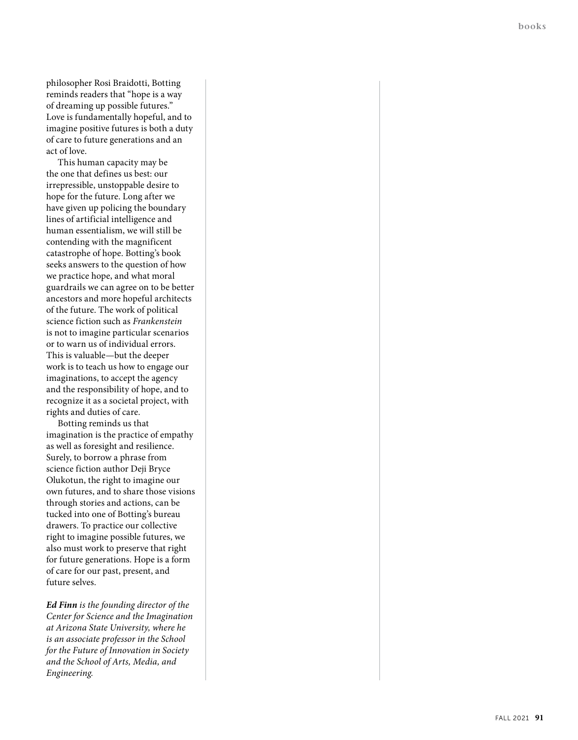philosopher Rosi Braidotti, Botting reminds readers that "hope is a way of dreaming up possible futures." Love is fundamentally hopeful, and to imagine positive futures is both a duty of care to future generations and an act of love.

This human capacity may be the one that defines us best: our irrepressible, unstoppable desire to hope for the future. Long after we have given up policing the boundary lines of artificial intelligence and human essentialism, we will still be contending with the magnificent catastrophe of hope. Botting's book seeks answers to the question of how we practice hope, and what moral guardrails we can agree on to be better ancestors and more hopeful architects of the future. The work of political science fiction such as *Frankenstein* is not to imagine particular scenarios or to warn us of individual errors. This is valuable—but the deeper work is to teach us how to engage our imaginations, to accept the agency and the responsibility of hope, and to recognize it as a societal project, with rights and duties of care.

Botting reminds us that imagination is the practice of empathy as well as foresight and resilience. Surely, to borrow a phrase from science fiction author Deji Bryce Olukotun, the right to imagine our own futures, and to share those visions through stories and actions, can be tucked into one of Botting's bureau drawers. To practice our collective right to imagine possible futures, we also must work to preserve that right for future generations. Hope is a form of care for our past, present, and future selves.

***Ed Finn** is the founding director of the Center for Science and the Imagination at Arizona State University, where he is an associate professor in the School for the Future of Innovation in Society and the School of Arts, Media, and Engineering.*